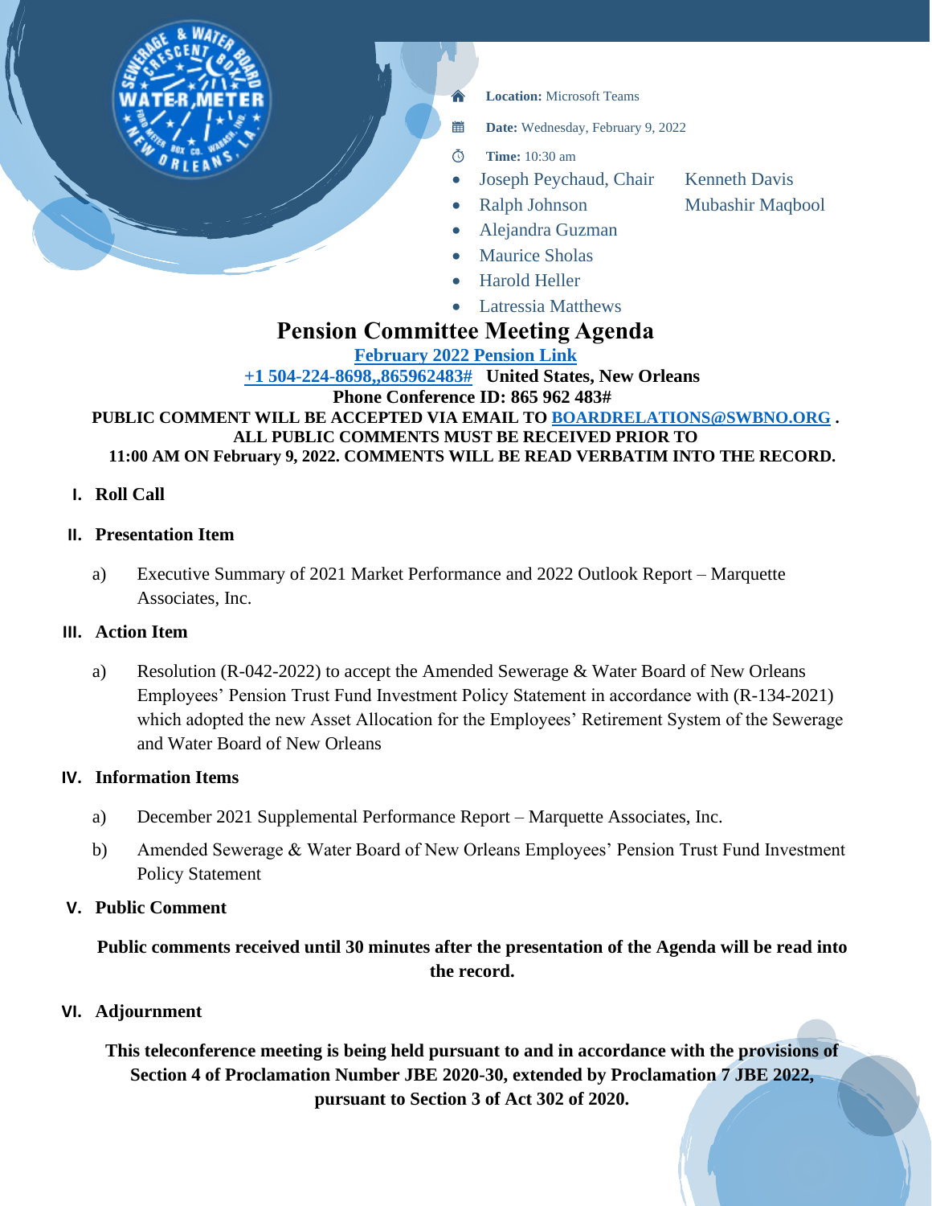**Location:** Microsoft Teams

**Date:** Wednesday, February 9, 2022

**Time:** 10:30 am

- Joseph Peychaud, Chair
- Ralph Johnson
- Alejandra Guzman
- Maurice Sholas
- Harold Heller
- Latressia Matthews
- Kenneth Davis
- Mubashir Maqbool

# Pension Committee Meeting Agenda

**February 2022 Pension Link**

**+1 504-224-8698,,865962483# United States, New Orleans**

**Phone Conference ID: 865 962 483#**

**PUBLIC COMMENT WILL BE ACCEPTED VIA EMAIL TO BOARDRELATIONS@SWBNO.ORG . ALL PUBLIC COMMENTS MUST BE RECEIVED PRIOR TO 11:00 AM ON February 9, 2022. COMMENTS WILL BE READ VERBATIM INTO THE RECORD.**

## I. Roll Call

## II. Presentation Item

a) Executive Summary of 2021 Market Performance and 2022 Outlook Report – Marquette Associates, Inc.

## III. Action Item

a) Resolution (R-042-2022) to accept the Amended Sewerage & Water Board of New Orleans Employees' Pension Trust Fund Investment Policy Statement in accordance with (R-134-2021) which adopted the new Asset Allocation for the Employees' Retirement System of the Sewerage and Water Board of New Orleans

## IV. Information Items

a) December 2021 Supplemental Performance Report – Marquette Associates, Inc.

b) Amended Sewerage & Water Board of New Orleans Employees' Pension Trust Fund Investment Policy Statement

## V. Public Comment

**Public comments received until 30 minutes after the presentation of the Agenda will be read into the record.**

## VI. Adjournment

**This teleconference meeting is being held pursuant to and in accordance with the provisions of Section 4 of Proclamation Number JBE 2020-30, extended by Proclamation 7 JBE 2022, pursuant to Section 3 of Act 302 of 2020.**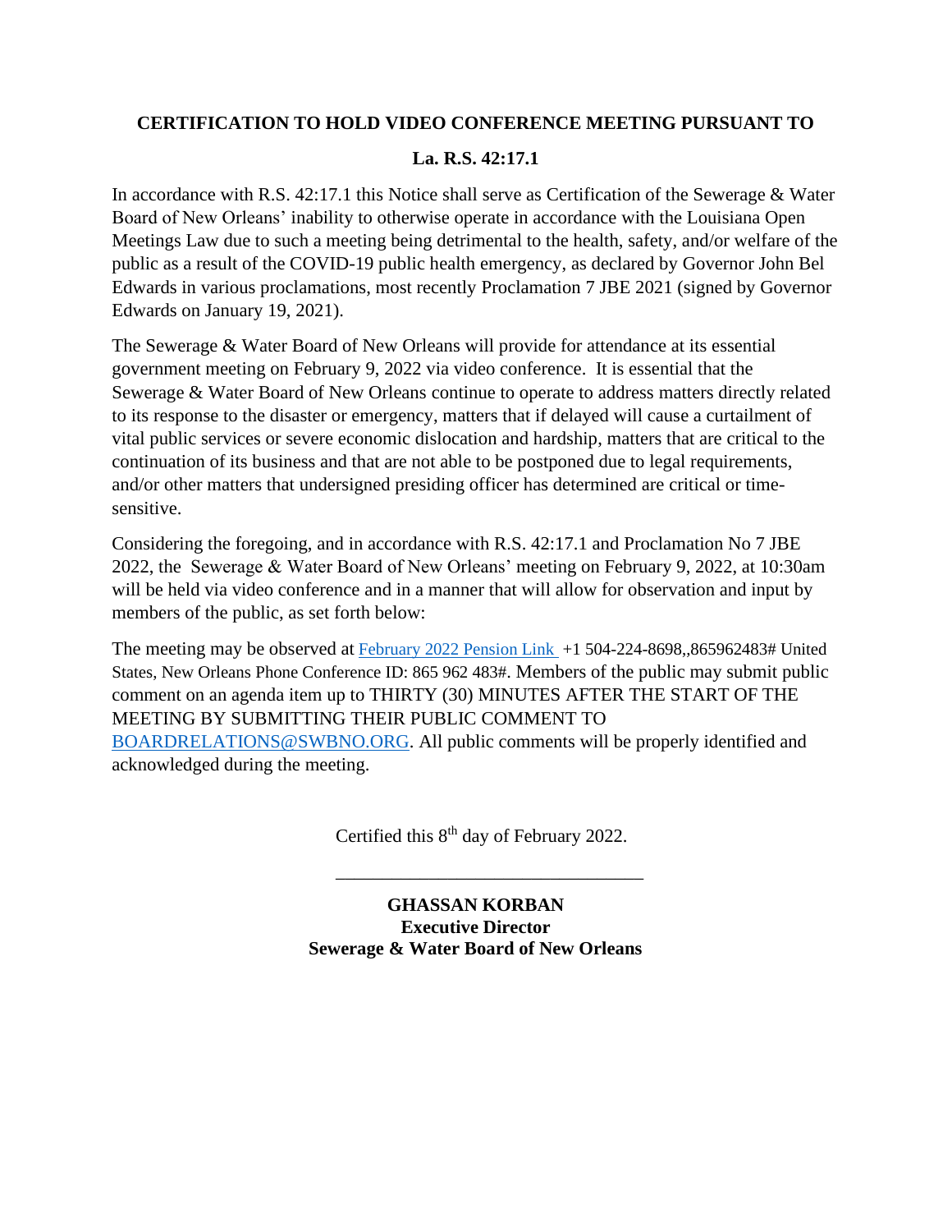**CERTIFICATION TO HOLD VIDEO CONFERENCE MEETING PURSUANT TO**

**La. R.S. 42:17.1**

In accordance with R.S. 42:17.1 this Notice shall serve as Certification of the Sewerage & Water Board of New Orleans' inability to otherwise operate in accordance with the Louisiana Open Meetings Law due to such a meeting being detrimental to the health, safety, and/or welfare of the public as a result of the COVID-19 public health emergency, as declared by Governor John Bel Edwards in various proclamations, most recently Proclamation 7 JBE 2021 (signed by Governor Edwards on January 19, 2021).

The Sewerage & Water Board of New Orleans will provide for attendance at its essential government meeting on February 9, 2022 via video conference. It is essential that the Sewerage & Water Board of New Orleans continue to operate to address matters directly related to its response to the disaster or emergency, matters that if delayed will cause a curtailment of vital public services or severe economic dislocation and hardship, matters that are critical to the continuation of its business and that are not able to be postponed due to legal requirements, and/or other matters that undersigned presiding officer has determined are critical or time-sensitive.

Considering the foregoing, and in accordance with R.S. 42:17.1 and Proclamation No 7 JBE 2022, the Sewerage & Water Board of New Orleans' meeting on February 9, 2022, at 10:30am will be held via video conference and in a manner that will allow for observation and input by members of the public, as set forth below:

The meeting may be observed at February 2022 Pension Link +1 504-224-8698,,865962483# United States, New Orleans Phone Conference ID: 865 962 483#. Members of the public may submit public comment on an agenda item up to THIRTY (30) MINUTES AFTER THE START OF THE MEETING BY SUBMITTING THEIR PUBLIC COMMENT TO BOARDRELATIONS@SWBNO.ORG. All public comments will be properly identified and acknowledged during the meeting.

Certified this 8th day of February 2022.

\_\_\_\_\_\_\_\_\_\_\_\_\_\_\_\_\_\_\_\_\_\_\_\_\_\_\_\_\_\_\_\_

**GHASSAN KORBAN**
**Executive Director**
**Sewerage & Water Board of New Orleans**